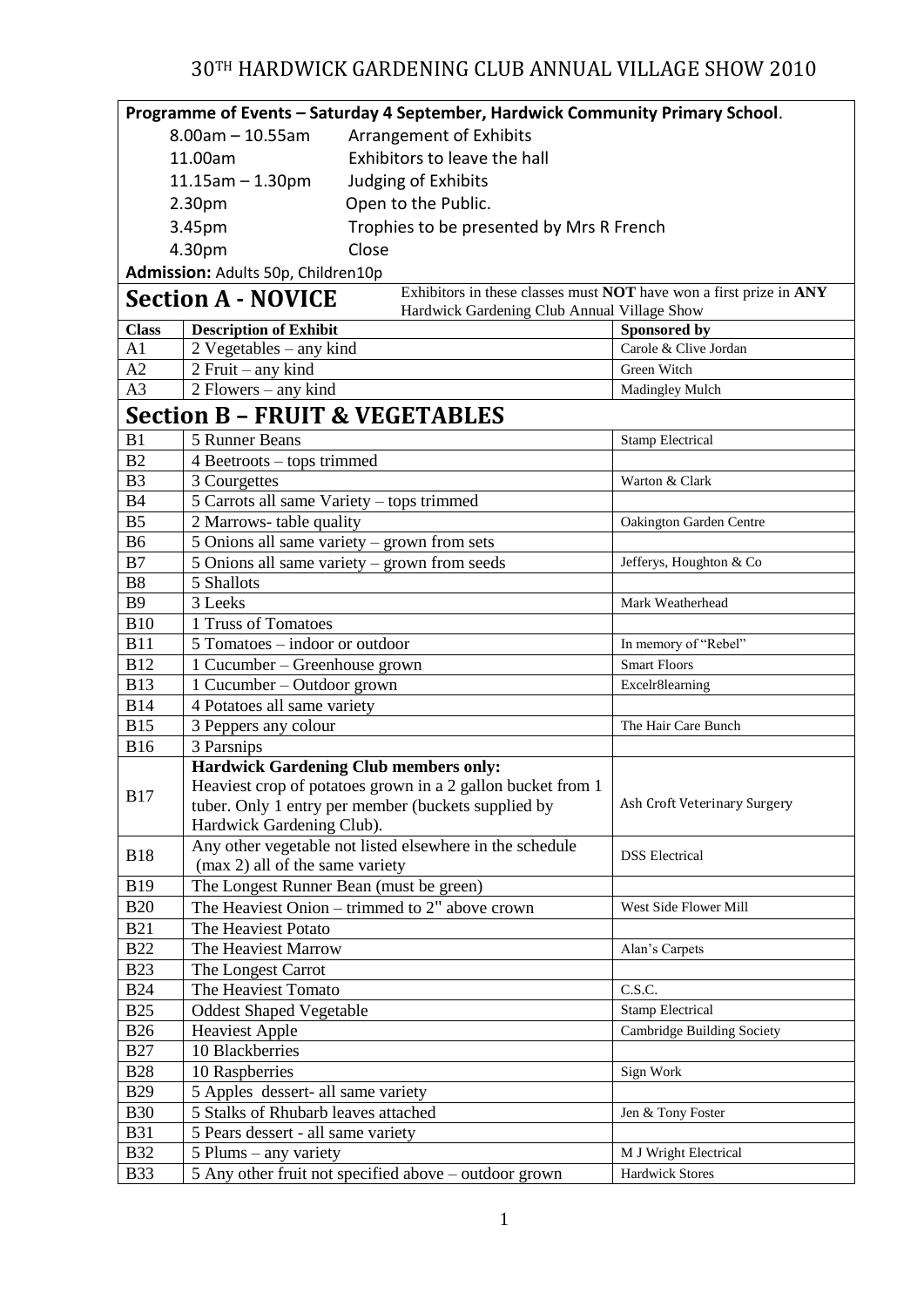# 30TH HARDWICK GARDENING CLUB ANNUAL VILLAGE SHOW 2010

**Programme of Events – Saturday 4 September, Hardwick Community Primary School**.

| | |
|---|---|
| 8.00am – 10.55am | Arrangement of Exhibits |
| 11.00am | Exhibitors to leave the hall |
| 11.15am – 1.30pm | Judging of Exhibits |
| 2.30pm | Open to the Public. |
| 3.45pm | Trophies to be presented by Mrs R French |
| 4.30pm | Close |

**Admission:** Adults 50p, Children10p

## Section A - NOVICE

Exhibitors in these classes must **NOT** have won a first prize in **ANY** Hardwick Gardening Club Annual Village Show

| Class | Description of Exhibit | Sponsored by |
|---|---|---|
| A1 | 2 Vegetables – any kind | Carole & Clive Jordan |
| A2 | 2 Fruit – any kind | Green Witch |
| A3 | 2 Flowers – any kind | Madingley Mulch |

## Section B – FRUIT & VEGETABLES

| Class | Description of Exhibit | Sponsored by |
|---|---|---|
| B1 | 5 Runner Beans | Stamp Electrical |
| B2 | 4 Beetroots – tops trimmed | |
| B3 | 3 Courgettes | Warton & Clark |
| B4 | 5 Carrots all same Variety – tops trimmed | |
| B5 | 2 Marrows- table quality | Oakington Garden Centre |
| B6 | 5 Onions all same variety – grown from sets | |
| B7 | 5 Onions all same variety – grown from seeds | Jefferys, Houghton & Co |
| B8 | 5 Shallots | |
| B9 | 3 Leeks | Mark Weatherhead |
| B10 | 1 Truss of Tomatoes | |
| B11 | 5 Tomatoes – indoor or outdoor | In memory of "Rebel" |
| B12 | 1 Cucumber – Greenhouse grown | Smart Floors |
| B13 | 1 Cucumber – Outdoor grown | Excelr8learning |
| B14 | 4 Potatoes all same variety | |
| B15 | 3 Peppers any colour | The Hair Care Bunch |
| B16 | 3 Parsnips | |
| B17 | **Hardwick Gardening Club members only:** Heaviest crop of potatoes grown in a 2 gallon bucket from 1 tuber. Only 1 entry per member (buckets supplied by Hardwick Gardening Club). | Ash Croft Veterinary Surgery |
| B18 | Any other vegetable not listed elsewhere in the schedule (max 2) all of the same variety | DSS Electrical |
| B19 | The Longest Runner Bean (must be green) | |
| B20 | The Heaviest Onion – trimmed to 2" above crown | West Side Flower Mill |
| B21 | The Heaviest Potato | |
| B22 | The Heaviest Marrow | Alan's Carpets |
| B23 | The Longest Carrot | |
| B24 | The Heaviest Tomato | C.S.C. |
| B25 | Oddest Shaped Vegetable | Stamp Electrical |
| B26 | Heaviest Apple | Cambridge Building Society |
| B27 | 10 Blackberries | |
| B28 | 10 Raspberries | Sign Work |
| B29 | 5 Apples dessert- all same variety | |
| B30 | 5 Stalks of Rhubarb leaves attached | Jen & Tony Foster |
| B31 | 5 Pears dessert - all same variety | |
| B32 | 5 Plums – any variety | M J Wright Electrical |
| B33 | 5 Any other fruit not specified above – outdoor grown | Hardwick Stores |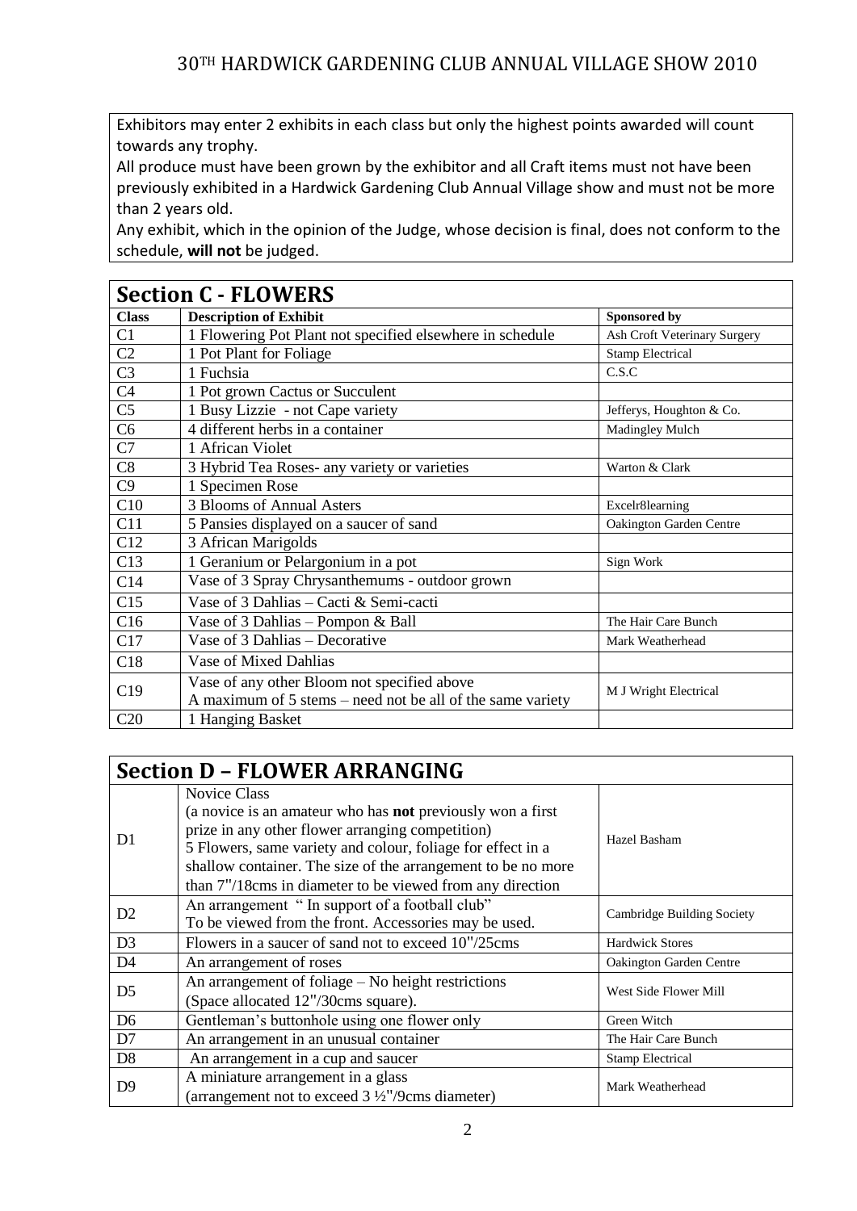# 30TH HARDWICK GARDENING CLUB ANNUAL VILLAGE SHOW 2010

Exhibitors may enter 2 exhibits in each class but only the highest points awarded will count towards any trophy.
All produce must have been grown by the exhibitor and all Craft items must not have been previously exhibited in a Hardwick Gardening Club Annual Village show and must not be more than 2 years old.
Any exhibit, which in the opinion of the Judge, whose decision is final, does not conform to the schedule, **will not** be judged.

## Section C - FLOWERS

| Class | Description of Exhibit | Sponsored by |
|---|---|---|
| C1 | 1 Flowering Pot Plant not specified elsewhere in schedule | Ash Croft Veterinary Surgery |
| C2 | 1 Pot Plant for Foliage | Stamp Electrical |
| C3 | 1 Fuchsia | C.S.C |
| C4 | 1 Pot grown Cactus or Succulent | |
| C5 | 1 Busy Lizzie - not Cape variety | Jefferys, Houghton & Co. |
| C6 | 4 different herbs in a container | Madingley Mulch |
| C7 | 1 African Violet | |
| C8 | 3 Hybrid Tea Roses- any variety or varieties | Warton & Clark |
| C9 | 1 Specimen Rose | |
| C10 | 3 Blooms of Annual Asters | Excelr8learning |
| C11 | 5 Pansies displayed on a saucer of sand | Oakington Garden Centre |
| C12 | 3 African Marigolds | |
| C13 | 1 Geranium or Pelargonium in a pot | Sign Work |
| C14 | Vase of 3 Spray Chrysanthemums - outdoor grown | |
| C15 | Vase of 3 Dahlias – Cacti & Semi-cacti | |
| C16 | Vase of 3 Dahlias – Pompon & Ball | The Hair Care Bunch |
| C17 | Vase of 3 Dahlias – Decorative | Mark Weatherhead |
| C18 | Vase of Mixed Dahlias | |
| C19 | Vase of any other Bloom not specified above<br>A maximum of 5 stems – need not be all of the same variety | M J Wright Electrical |
| C20 | 1 Hanging Basket | |

## Section D – FLOWER ARRANGING

| | | |
|---|---|---|
| D1 | Novice Class<br>(a novice is an amateur who has **not** previously won a first prize in any other flower arranging competition)<br>5 Flowers, same variety and colour, foliage for effect in a shallow container. The size of the arrangement to be no more than 7"/18cms in diameter to be viewed from any direction | Hazel Basham |
| D2 | An arrangement " In support of a football club"<br>To be viewed from the front. Accessories may be used. | Cambridge Building Society |
| D3 | Flowers in a saucer of sand not to exceed 10"/25cms | Hardwick Stores |
| D4 | An arrangement of roses | Oakington Garden Centre |
| D5 | An arrangement of foliage – No height restrictions<br>(Space allocated 12"/30cms square). | West Side Flower Mill |
| D6 | Gentleman's buttonhole using one flower only | Green Witch |
| D7 | An arrangement in an unusual container | The Hair Care Bunch |
| D8 | An arrangement in a cup and saucer | Stamp Electrical |
| D9 | A miniature arrangement in a glass<br>(arrangement not to exceed 3 ½"/9cms diameter) | Mark Weatherhead |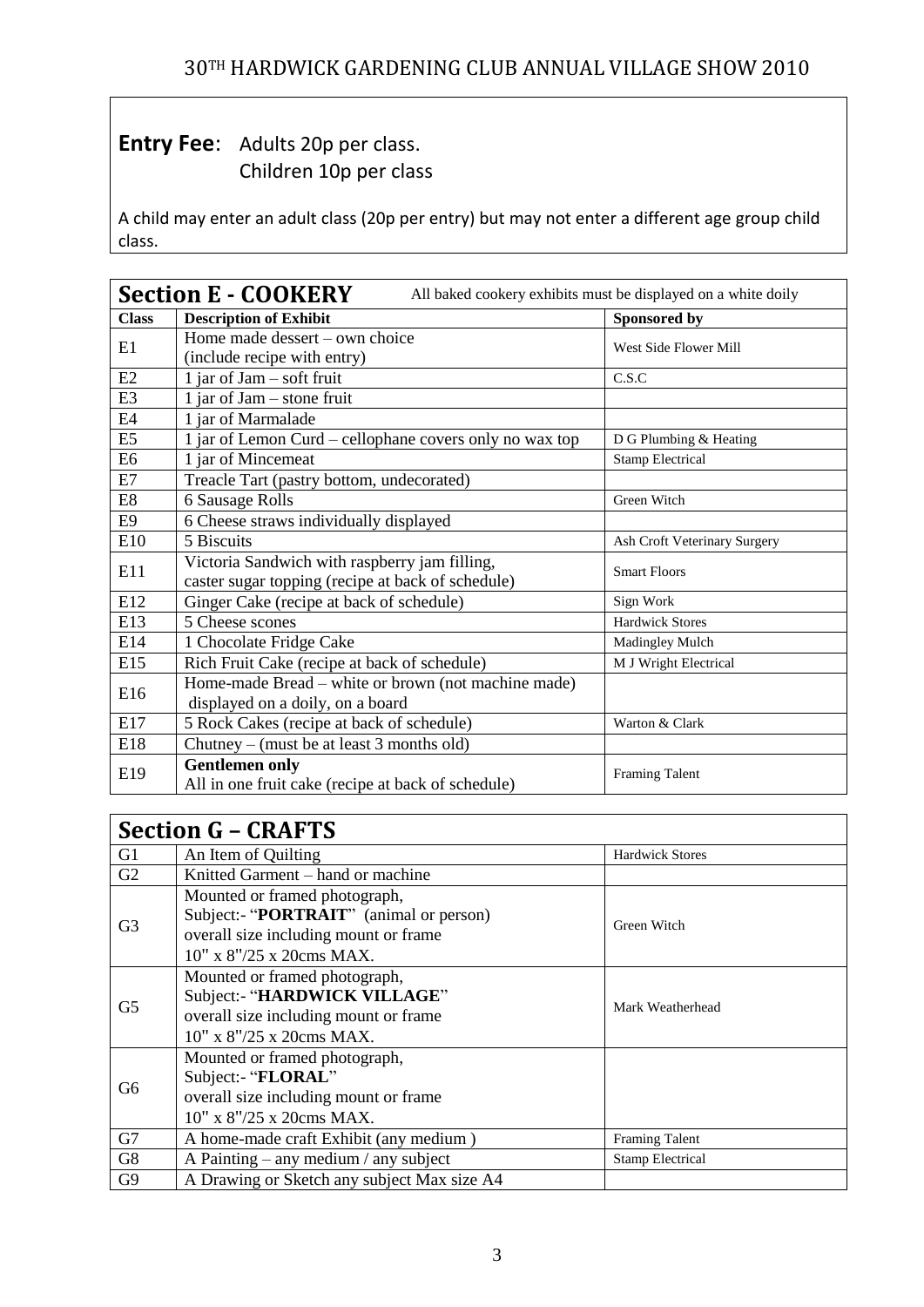# 30TH HARDWICK GARDENING CLUB ANNUAL VILLAGE SHOW 2010

**Entry Fee**: Adults 20p per class.
Children 10p per class

A child may enter an adult class (20p per entry) but may not enter a different age group child class.

## Section E - COOKERY

All baked cookery exhibits must be displayed on a white doily

| Class | Description of Exhibit | Sponsored by |
|---|---|---|
| E1 | Home made dessert – own choice (include recipe with entry) | West Side Flower Mill |
| E2 | 1 jar of Jam – soft fruit | C.S.C |
| E3 | 1 jar of Jam – stone fruit | |
| E4 | 1 jar of Marmalade | |
| E5 | 1 jar of Lemon Curd – cellophane covers only no wax top | D G Plumbing & Heating |
| E6 | 1 jar of Mincemeat | Stamp Electrical |
| E7 | Treacle Tart (pastry bottom, undecorated) | |
| E8 | 6 Sausage Rolls | Green Witch |
| E9 | 6 Cheese straws individually displayed | |
| E10 | 5 Biscuits | Ash Croft Veterinary Surgery |
| E11 | Victoria Sandwich with raspberry jam filling, caster sugar topping (recipe at back of schedule) | Smart Floors |
| E12 | Ginger Cake (recipe at back of schedule) | Sign Work |
| E13 | 5 Cheese scones | Hardwick Stores |
| E14 | 1 Chocolate Fridge Cake | Madingley Mulch |
| E15 | Rich Fruit Cake (recipe at back of schedule) | M J Wright Electrical |
| E16 | Home-made Bread – white or brown (not machine made) displayed on a doily, on a board | |
| E17 | 5 Rock Cakes (recipe at back of schedule) | Warton & Clark |
| E18 | Chutney – (must be at least 3 months old) | |
| E19 | **Gentlemen only** All in one fruit cake (recipe at back of schedule) | Framing Talent |

## Section G – CRAFTS

| Class | Description of Exhibit | Sponsored by |
|---|---|---|
| G1 | An Item of Quilting | Hardwick Stores |
| G2 | Knitted Garment – hand or machine | |
| G3 | Mounted or framed photograph, Subject:- "**PORTRAIT**" (animal or person) overall size including mount or frame 10" x 8"/25 x 20cms MAX. | Green Witch |
| G5 | Mounted or framed photograph, Subject:- "**HARDWICK VILLAGE**" overall size including mount or frame 10" x 8"/25 x 20cms MAX. | Mark Weatherhead |
| G6 | Mounted or framed photograph, Subject:- "**FLORAL**" overall size including mount or frame 10" x 8"/25 x 20cms MAX. | |
| G7 | A home-made craft Exhibit (any medium ) | Framing Talent |
| G8 | A Painting – any medium / any subject | Stamp Electrical |
| G9 | A Drawing or Sketch any subject Max size A4 | |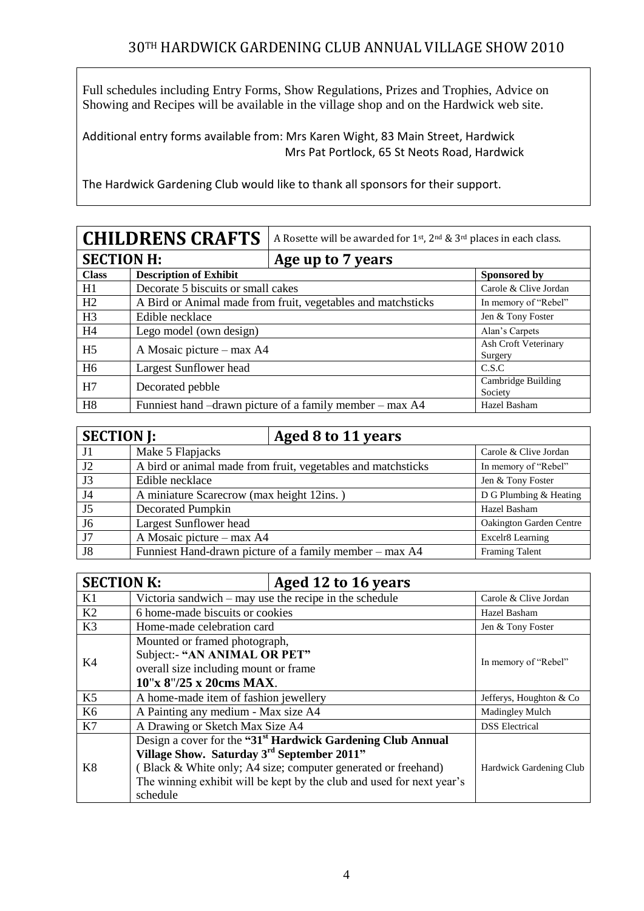# 30TH HARDWICK GARDENING CLUB ANNUAL VILLAGE SHOW 2010

Full schedules including Entry Forms, Show Regulations, Prizes and Trophies, Advice on Showing and Recipes will be available in the village shop and on the Hardwick web site.

Additional entry forms available from: Mrs Karen Wight, 83 Main Street, Hardwick
Mrs Pat Portlock, 65 St Neots Road, Hardwick

The Hardwick Gardening Club would like to thank all sponsors for their support.

## CHILDRENS CRAFTS

A Rosette will be awarded for 1st, 2nd & 3rd places in each class.

### SECTION H: Age up to 7 years

| Class | Description of Exhibit | Sponsored by |
|---|---|---|
| H1 | Decorate 5 biscuits or small cakes | Carole & Clive Jordan |
| H2 | A Bird or Animal made from fruit, vegetables and matchsticks | In memory of "Rebel" |
| H3 | Edible necklace | Jen & Tony Foster |
| H4 | Lego model (own design) | Alan's Carpets |
| H5 | A Mosaic picture – max A4 | Ash Croft Veterinary Surgery |
| H6 | Largest Sunflower head | C.S.C |
| H7 | Decorated pebble | Cambridge Building Society |
| H8 | Funniest hand –drawn picture of a family member – max A4 | Hazel Basham |

### SECTION J: Aged 8 to 11 years

| | | |
|---|---|---|
| J1 | Make 5 Flapjacks | Carole & Clive Jordan |
| J2 | A bird or animal made from fruit, vegetables and matchsticks | In memory of "Rebel" |
| J3 | Edible necklace | Jen & Tony Foster |
| J4 | A miniature Scarecrow (max height 12ins. ) | D G Plumbing & Heating |
| J5 | Decorated Pumpkin | Hazel Basham |
| J6 | Largest Sunflower head | Oakington Garden Centre |
| J7 | A Mosaic picture – max A4 | Excelr8 Learning |
| J8 | Funniest Hand-drawn picture of a family member – max A4 | Framing Talent |

### SECTION K: Aged 12 to 16 years

| | | |
|---|---|---|
| K1 | Victoria sandwich – may use the recipe in the schedule | Carole & Clive Jordan |
| K2 | 6 home-made biscuits or cookies | Hazel Basham |
| K3 | Home-made celebration card | Jen & Tony Foster |
| K4 | Mounted or framed photograph, Subject:- **"AN ANIMAL OR PET"** overall size including mount or frame **10"x 8"/25 x 20cms MAX**. | In memory of "Rebel" |
| K5 | A home-made item of fashion jewellery | Jefferys, Houghton & Co |
| K6 | A Painting any medium - Max size A4 | Madingley Mulch |
| K7 | A Drawing or Sketch Max Size A4 | DSS Electrical |
| K8 | Design a cover for the **"31st Hardwick Gardening Club Annual Village Show. Saturday 3rd September 2011"** ( Black & White only; A4 size; computer generated or freehand) The winning exhibit will be kept by the club and used for next year's schedule | Hardwick Gardening Club |